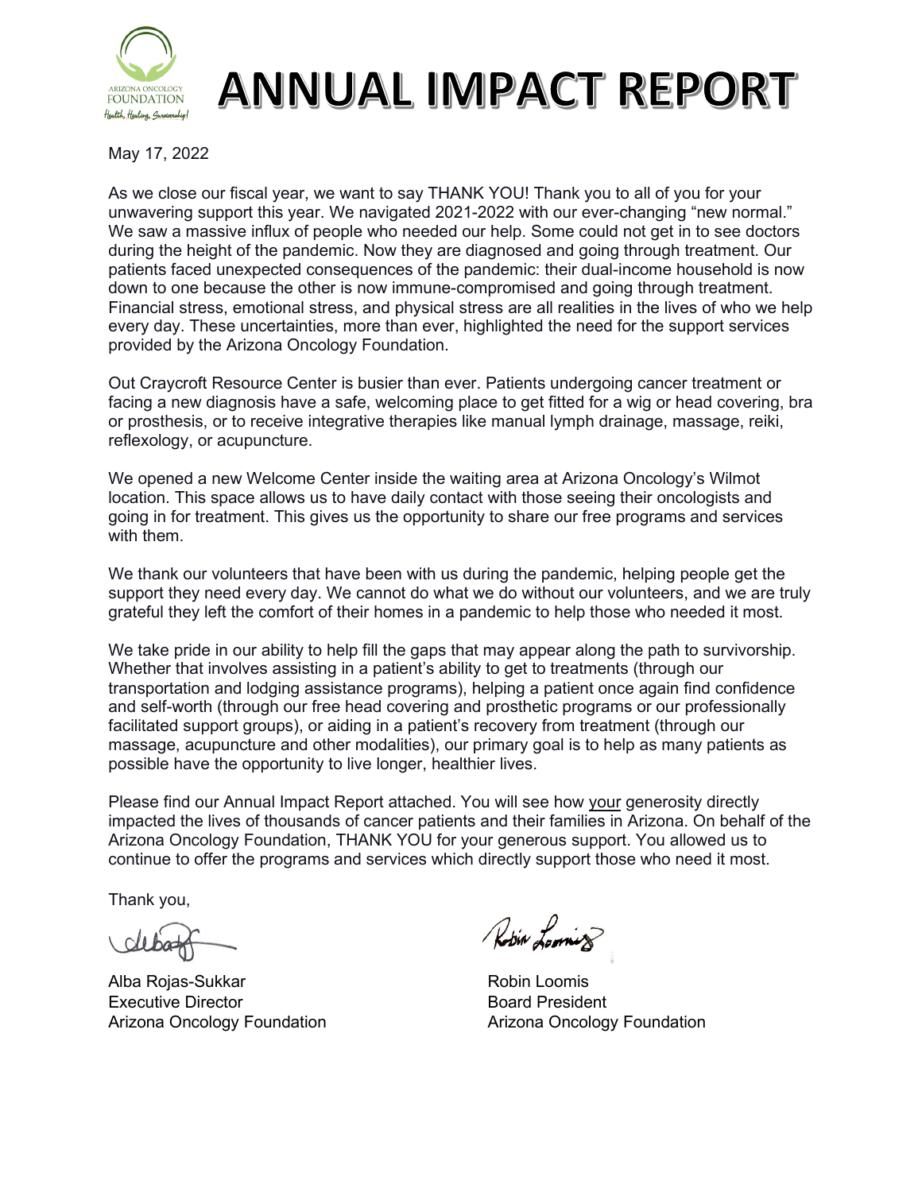ARIZONA ONCOLOGY FOUNDATION

*Health, Healing, Survivorship!*

# ANNUAL IMPACT REPORT

May 17, 2022

As we close our fiscal year, we want to say THANK YOU! Thank you to all of you for your unwavering support this year. We navigated 2021-2022 with our ever-changing "new normal." We saw a massive influx of people who needed our help. Some could not get in to see doctors during the height of the pandemic. Now they are diagnosed and going through treatment. Our patients faced unexpected consequences of the pandemic: their dual-income household is now down to one because the other is now immune-compromised and going through treatment. Financial stress, emotional stress, and physical stress are all realities in the lives of who we help every day. These uncertainties, more than ever, highlighted the need for the support services provided by the Arizona Oncology Foundation.

Out Craycroft Resource Center is busier than ever. Patients undergoing cancer treatment or facing a new diagnosis have a safe, welcoming place to get fitted for a wig or head covering, bra or prosthesis, or to receive integrative therapies like manual lymph drainage, massage, reiki, reflexology, or acupuncture.

We opened a new Welcome Center inside the waiting area at Arizona Oncology's Wilmot location. This space allows us to have daily contact with those seeing their oncologists and going in for treatment. This gives us the opportunity to share our free programs and services with them.

We thank our volunteers that have been with us during the pandemic, helping people get the support they need every day. We cannot do what we do without our volunteers, and we are truly grateful they left the comfort of their homes in a pandemic to help those who needed it most.

We take pride in our ability to help fill the gaps that may appear along the path to survivorship. Whether that involves assisting in a patient's ability to get to treatments (through our transportation and lodging assistance programs), helping a patient once again find confidence and self-worth (through our free head covering and prosthetic programs or our professionally facilitated support groups), or aiding in a patient's recovery from treatment (through our massage, acupuncture and other modalities), our primary goal is to help as many patients as possible have the opportunity to live longer, healthier lives.

Please find our Annual Impact Report attached. You will see how <u>your</u> generosity directly impacted the lives of thousands of cancer patients and their families in Arizona. On behalf of the Arizona Oncology Foundation, THANK YOU for your generous support. You allowed us to continue to offer the programs and services which directly support those who need it most.

Thank you,

Alba Rojas-Sukkar
Executive Director
Arizona Oncology Foundation

Robin Loomis
Board President
Arizona Oncology Foundation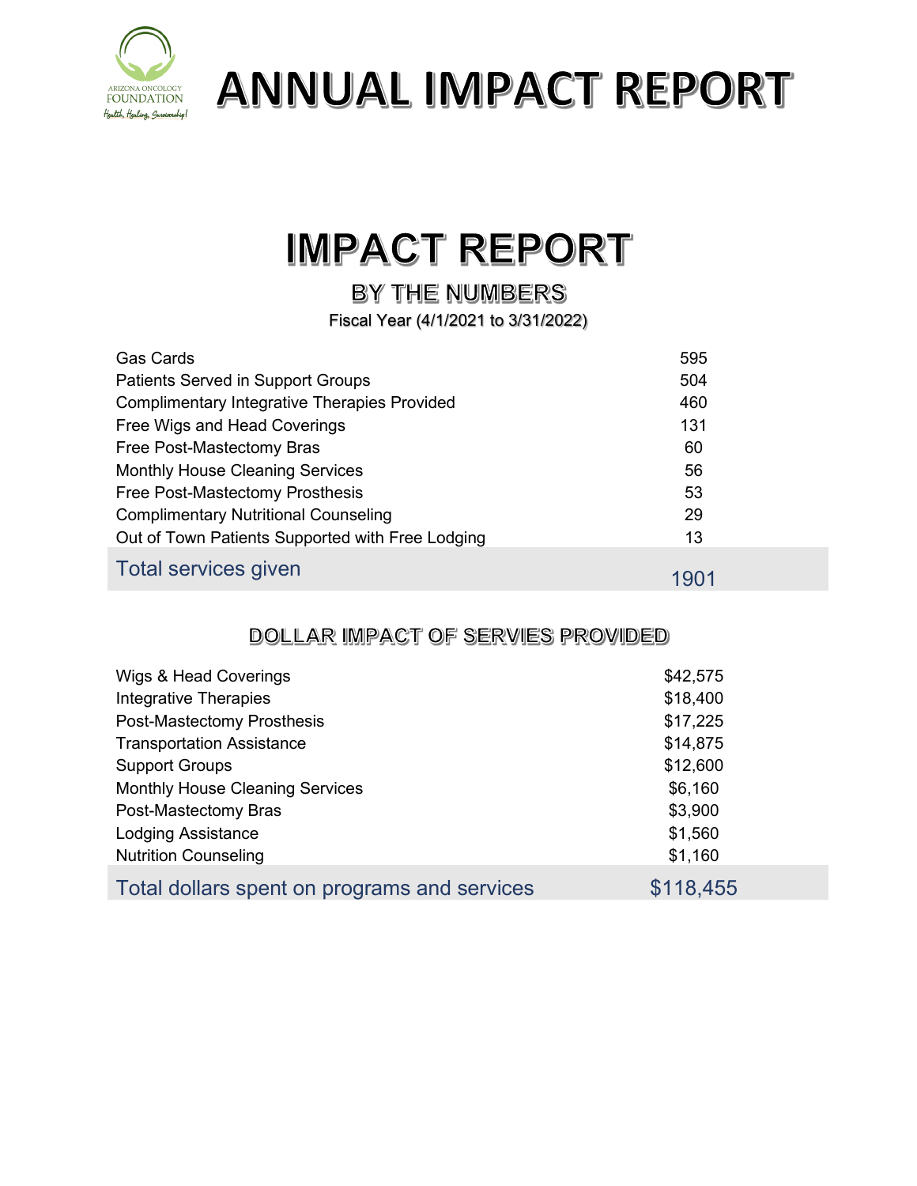ARIZONA ONCOLOGY FOUNDATION

Health, Healing, Survivorship!

# ANNUAL IMPACT REPORT

## IMPACT REPORT

### BY THE NUMBERS

Fiscal Year (4/1/2021 to 3/31/2022)

| | |
|---|---|
| Gas Cards | 595 |
| Patients Served in Support Groups | 504 |
| Complimentary Integrative Therapies Provided | 460 |
| Free Wigs and Head Coverings | 131 |
| Free Post-Mastectomy Bras | 60 |
| Monthly House Cleaning Services | 56 |
| Free Post-Mastectomy Prosthesis | 53 |
| Complimentary Nutritional Counseling | 29 |
| Out of Town Patients Supported with Free Lodging | 13 |
| Total services given | 1901 |

### DOLLAR IMPACT OF SERVIES PROVIDED

| | |
|---|---|
| Wigs & Head Coverings | $42,575 |
| Integrative Therapies | $18,400 |
| Post-Mastectomy Prosthesis | $17,225 |
| Transportation Assistance | $14,875 |
| Support Groups | $12,600 |
| Monthly House Cleaning Services | $6,160 |
| Post-Mastectomy Bras | $3,900 |
| Lodging Assistance | $1,560 |
| Nutrition Counseling | $1,160 |
| Total dollars spent on programs and services | $118,455 |